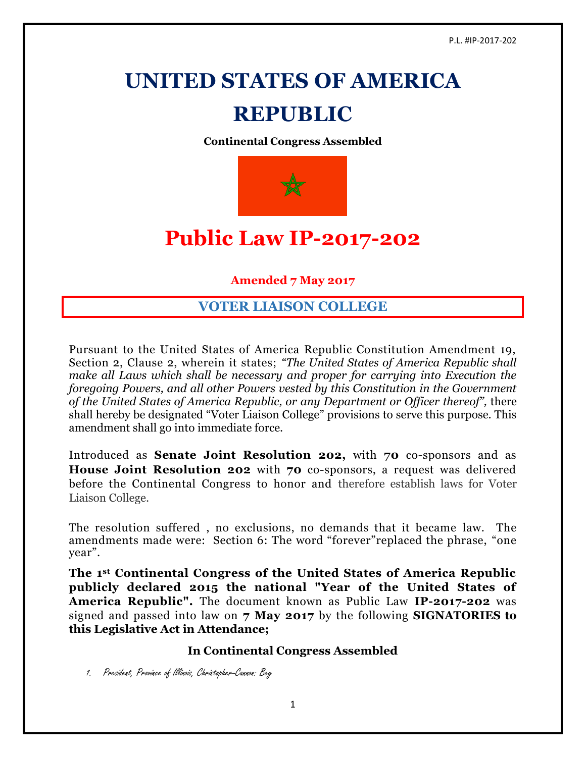P.L. #IP-2017-202

# UNITED STATES OF AMERICA REPUBLIC

**Continental Congress Assembled**

# Public Law IP-2017-202

**Amended 7 May 2017**

## VOTER LIAISON COLLEGE

Pursuant to the United States of America Republic Constitution Amendment 19, Section 2, Clause 2, wherein it states; *"The United States of America Republic shall make all Laws which shall be necessary and proper for carrying into Execution the foregoing Powers, and all other Powers vested by this Constitution in the Government of the United States of America Republic, or any Department or Officer thereof"*, there shall hereby be designated "Voter Liaison College" provisions to serve this purpose. This amendment shall go into immediate force.

Introduced as **Senate Joint Resolution 202,** with **70** co-sponsors and as **House Joint Resolution 202** with **70** co-sponsors, a request was delivered before the Continental Congress to honor and therefore establish laws for Voter Liaison College.

The resolution suffered , no exclusions, no demands that it became law. The amendments made were: Section 6: The word "forever"replaced the phrase, "one year".

**The 1st Continental Congress of the United States of America Republic publicly declared 2015 the national "Year of the United States of America Republic".** The document known as Public Law **IP-2017-202** was signed and passed into law on **7 May 2017** by the following **SIGNATORIES to this Legislative Act in Attendance;**

### In Continental Congress Assembled

1. *President, Province of Illinois, Christopher-Cannon: Bey*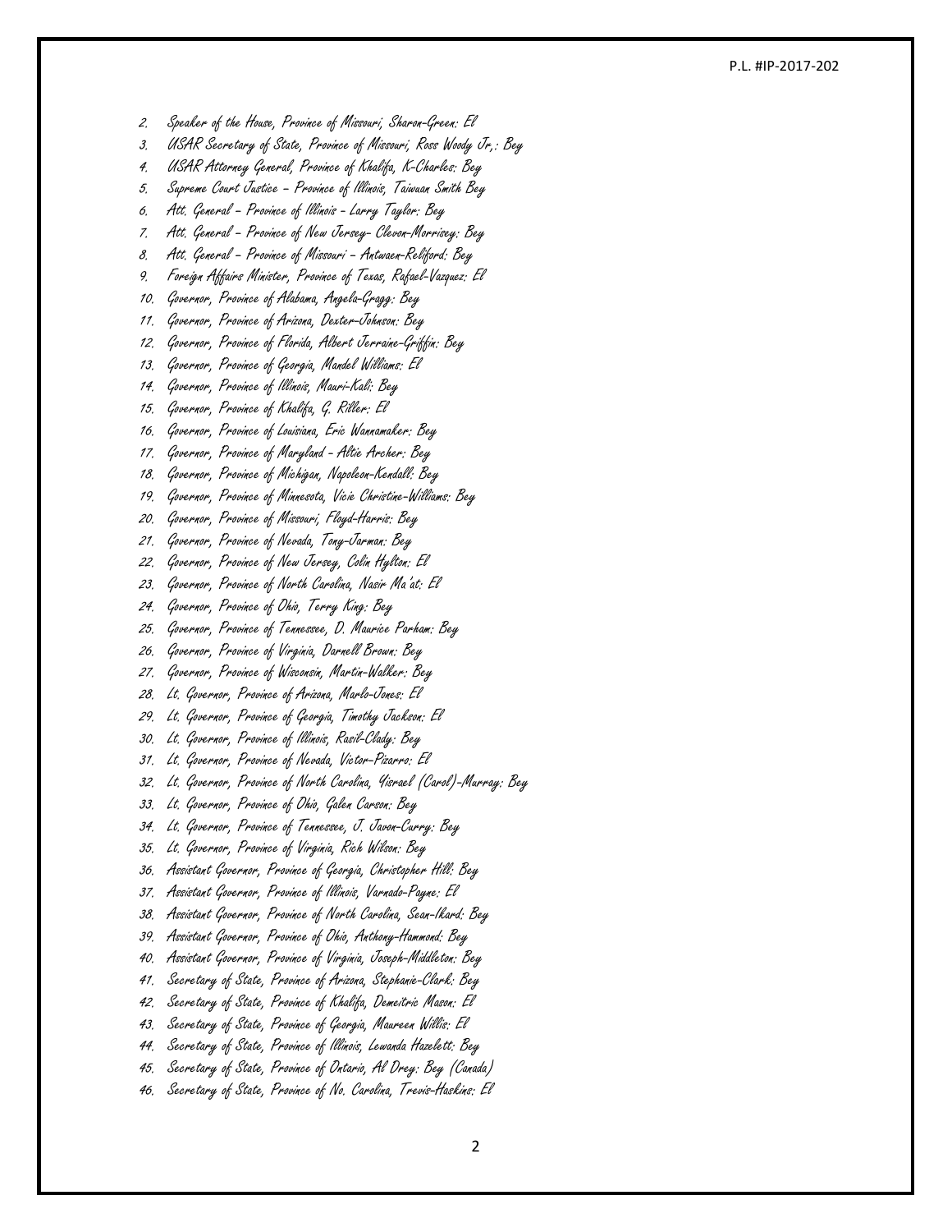2. Speaker of the House, Province of Missouri; Sharon-Green: El
3. USAR Secretary of State, Province of Missouri; Ross Woody Jr,: Bey
4. USAR Attorney General, Province of Khalifa, K-Charles: Bey
5. Supreme Court Justice – Province of Illinois, Taiwuan Smith Bey
6. Att. General – Province of Illinois - Larry Taylor: Bey
7. Att. General – Province of New Jersey- Clevon-Morrisey: Bey
8. Att. General – Province of Missouri – Antwaen-Reliford: Bey
9. Foreign Affairs Minister, Province of Texas, Rafael-Vazquez: El
10. Governor, Province of Alabama, Angela-Gragg: Bey
11. Governor, Province of Arizona, Dexter-Johnson: Bey
12. Governor, Province of Florida, Albert Jerraine-Griffin: Bey
13. Governor, Province of Georgia, Mandel Williams: El
14. Governor, Province of Illinois, Mauri-Kali: Bey
15. Governor, Province of Khalifa, G. Riller: El
16. Governor, Province of Louisiana, Eric Wannamaker: Bey
17. Governor, Province of Maryland - Altie Archer: Bey
18. Governor, Province of Michigan, Napoleon-Kendall: Bey
19. Governor, Province of Minnesota, Vicie Christine-Williams: Bey
20. Governor, Province of Missouri, Floyd-Harris: Bey
21. Governor, Province of Nevada, Tony-Jarman: Bey
22. Governor, Province of New Jersey, Colin Hylton: El
23. Governor, Province of North Carolina, Nasir Ma'at: El
24. Governor, Province of Ohio, Terry King: Bey
25. Governor, Province of Tennessee, D. Maurice Parham: Bey
26. Governor, Province of Virginia, Darnell Brown: Bey
27. Governor, Province of Wisconsin, Martin-Walker: Bey
28. Lt. Governor, Province of Arizona, Marlo-Jones: El
29. Lt. Governor, Province of Georgia, Timothy Jackson: El
30. Lt. Governor, Province of Illinois, Rasil-Clady: Bey
31. Lt. Governor, Province of Nevada, Victor-Pizarro: El
32. Lt. Governor, Province of North Carolina, Yisrael (Carol)-Murray: Bey
33. Lt. Governor, Province of Ohio, Galen Carson: Bey
34. Lt. Governor, Province of Tennessee, J. Javon-Curry: Bey
35. Lt. Governor, Province of Virginia, Rich Wilson: Bey
36. Assistant Governor, Province of Georgia, Christopher Hill: Bey
37. Assistant Governor, Province of Illinois, Varnado-Payne: El
38. Assistant Governor, Province of North Carolina, Sean-Ikard: Bey
39. Assistant Governor, Province of Ohio, Anthony-Hammond: Bey
40. Assistant Governor, Province of Virginia, Joseph-Middleton: Bey
41. Secretary of State, Province of Arizona, Stephanie-Clark: Bey
42. Secretary of State, Province of Khalifa, Demeitric Mason: El
43. Secretary of State, Province of Georgia, Maureen Willis: El
44. Secretary of State, Province of Illinois, Lewanda Hazelett: Bey
45. Secretary of State, Province of Ontario, Al Drey: Bey (Canada)
46. Secretary of State, Province of No. Carolina, Trevis-Haskins: El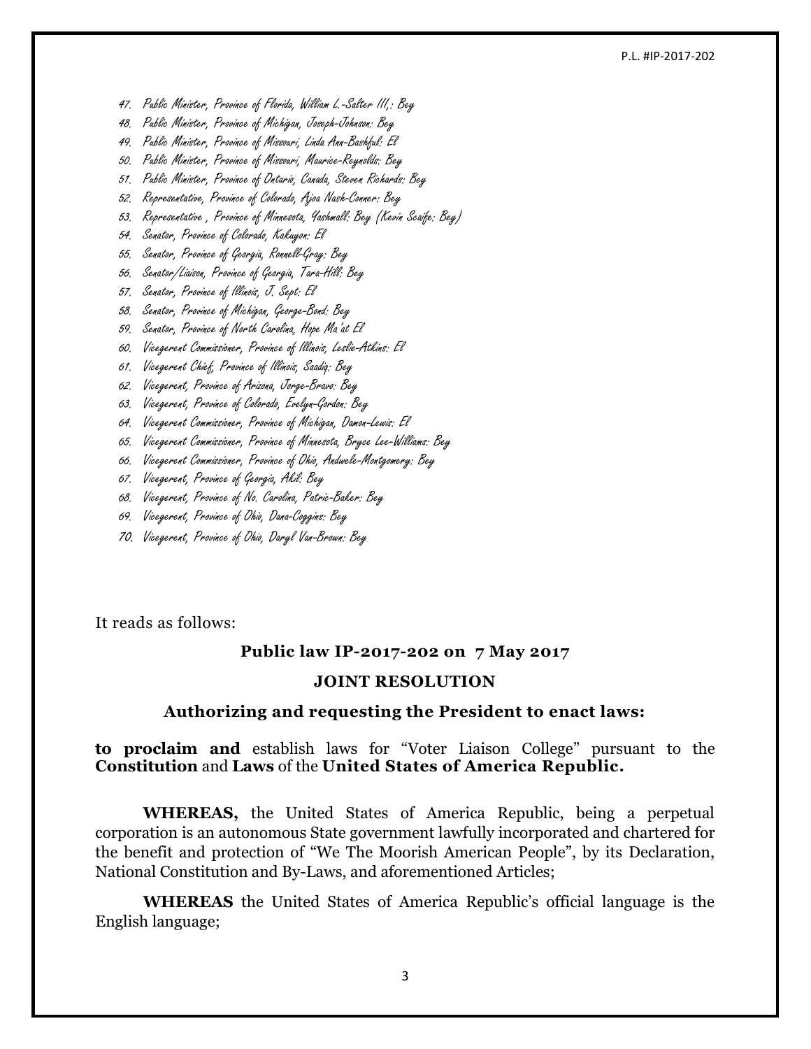47. Public Minister, Province of Florida, William L.-Salter III,: Bey
48. Public Minister, Province of Michigan, Joseph-Johnson: Bey
49. Public Minister, Province of Missouri; Linda Ann-Bashful: El
50. Public Minister, Province of Missouri; Maurice-Reynolds: Bey
51. Public Minister, Province of Ontario, Canada, Steven Richards: Bey
52. Representative, Province of Colorado, Ajoa Nash-Conner: Bey
53. Representative , Province of Minnesota, Yashmall: Bey (Kevin Scaife: Bey)
54. Senator, Province of Colorado, Kakuyon: El
55. Senator, Province of Georgia, Ronnell-Gray: Bey
56. Senator/Liaison, Province of Georgia, Tara-Hill: Bey
57. Senator, Province of Illinois, J. Sept: El
58. Senator, Province of Michigan, George-Bond: Bey
59. Senator, Province of North Carolina, Hope Ma'at El
60. Vicegerent Commissioner, Province of Illinois, Leslie-Atkins: El
61. Vicegerent Chief, Province of Illinois, Saadiq: Bey
62. Vicegerent, Province of Arizona, Jorge-Bravo: Bey
63. Vicegerent, Province of Colorado, Evelyn-Gordon: Bey
64. Vicegerent Commissioner, Province of Michigan, Damon-Lewis: El
65. Vicegerent Commissioner, Province of Minnesota, Bryce Lee-Williams: Bey
66. Vicegerent Commissioner, Province of Ohio, Andwele-Montgomery: Bey
67. Vicegerent, Province of Georgia, Akil: Bey
68. Vicegerent, Province of No. Carolina, Patric-Baker: Bey
69. Vicegerent, Province of Ohio, Dana-Coggins: Bey
70. Vicegerent, Province of Ohio, Daryl Van-Brown: Bey

It reads as follows:

**Public law IP-2017-202 on 7 May 2017**

**JOINT RESOLUTION**

**Authorizing and requesting the President to enact laws:**

**to proclaim and** establish laws for "Voter Liaison College" pursuant to the **Constitution** and **Laws** of the **United States of America Republic.**

**WHEREAS,** the United States of America Republic, being a perpetual corporation is an autonomous State government lawfully incorporated and chartered for the benefit and protection of "We The Moorish American People", by its Declaration, National Constitution and By-Laws, and aforementioned Articles;

**WHEREAS** the United States of America Republic's official language is the English language;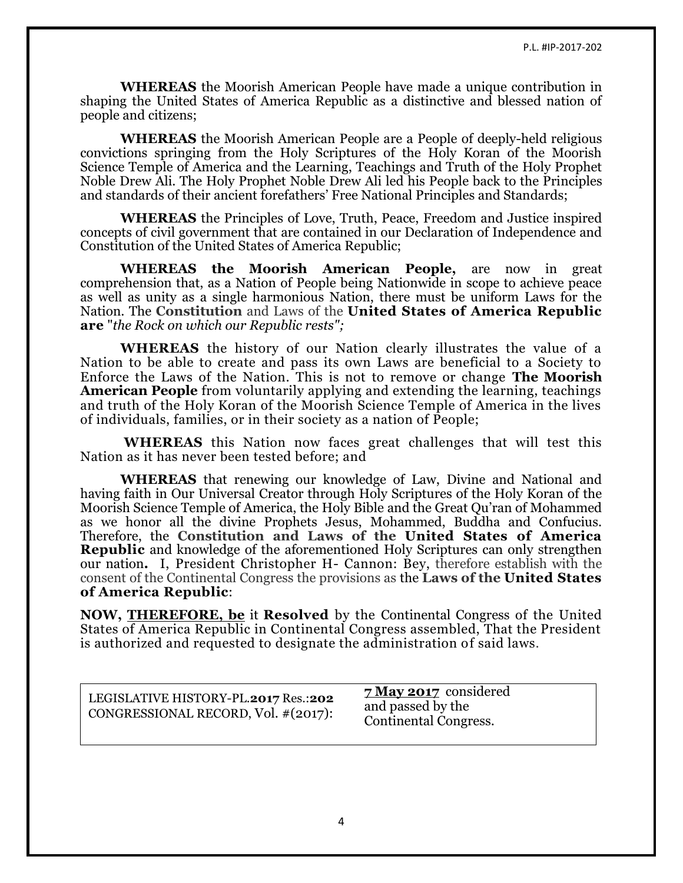**WHEREAS** the Moorish American People have made a unique contribution in shaping the United States of America Republic as a distinctive and blessed nation of people and citizens;

**WHEREAS** the Moorish American People are a People of deeply-held religious convictions springing from the Holy Scriptures of the Holy Koran of the Moorish Science Temple of America and the Learning, Teachings and Truth of the Holy Prophet Noble Drew Ali. The Holy Prophet Noble Drew Ali led his People back to the Principles and standards of their ancient forefathers' Free National Principles and Standards;

**WHEREAS** the Principles of Love, Truth, Peace, Freedom and Justice inspired concepts of civil government that are contained in our Declaration of Independence and Constitution of the United States of America Republic;

**WHEREAS the Moorish American People,** are now in great comprehension that, as a Nation of People being Nationwide in scope to achieve peace as well as unity as a single harmonious Nation, there must be uniform Laws for the Nation. The **Constitution** and Laws of the **United States of America Republic are** "*the Rock on which our Republic rests";*

**WHEREAS** the history of our Nation clearly illustrates the value of a Nation to be able to create and pass its own Laws are beneficial to a Society to Enforce the Laws of the Nation. This is not to remove or change **The Moorish American People** from voluntarily applying and extending the learning, teachings and truth of the Holy Koran of the Moorish Science Temple of America in the lives of individuals, families, or in their society as a nation of People;

**WHEREAS** this Nation now faces great challenges that will test this Nation as it has never been tested before; and

**WHEREAS** that renewing our knowledge of Law, Divine and National and having faith in Our Universal Creator through Holy Scriptures of the Holy Koran of the Moorish Science Temple of America, the Holy Bible and the Great Qu'ran of Mohammed as we honor all the divine Prophets Jesus, Mohammed, Buddha and Confucius. Therefore, the **Constitution and Laws of the United States of America Republic** and knowledge of the aforementioned Holy Scriptures can only strengthen our nation**.** I, President Christopher H- Cannon: Bey, therefore establish with the consent of the Continental Congress the provisions as the **Laws of the United States of America Republic**:

**NOW, <u>THEREFORE, be</u>** it **Resolved** by the Continental Congress of the United States of America Republic in Continental Congress assembled, That the President is authorized and requested to designate the administration of said laws.

| LEGISLATIVE HISTORY-PL.**2017** Res.:**202** CONGRESSIONAL RECORD, Vol. #(2017): | **<u>7 May 2017</u>** considered and passed by the Continental Congress. |
|---|---|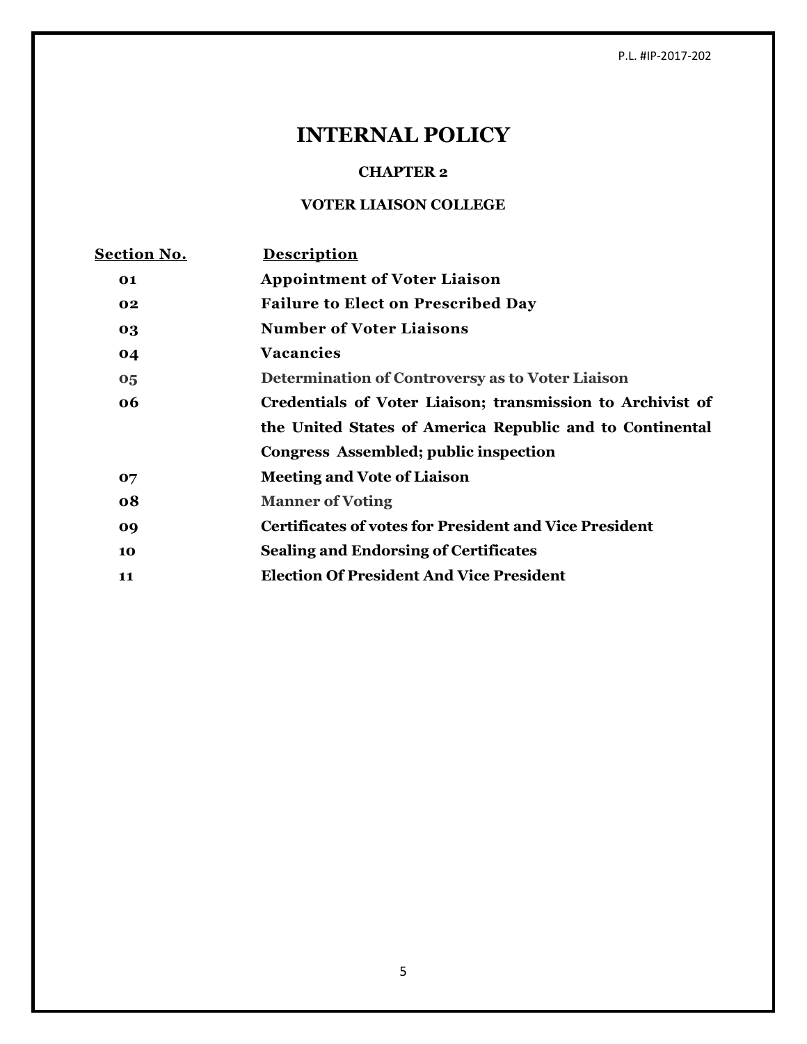# INTERNAL POLICY

## CHAPTER 2

## VOTER LIAISON COLLEGE

| Section No. | Description |
|---|---|
| 01 | Appointment of Voter Liaison |
| 02 | Failure to Elect on Prescribed Day |
| 03 | Number of Voter Liaisons |
| 04 | Vacancies |
| 05 | Determination of Controversy as to Voter Liaison |
| 06 | Credentials of Voter Liaison; transmission to Archivist of the United States of America Republic and to Continental Congress Assembled; public inspection |
| 07 | Meeting and Vote of Liaison |
| 08 | Manner of Voting |
| 09 | Certificates of votes for President and Vice President |
| 10 | Sealing and Endorsing of Certificates |
| 11 | Election Of President And Vice President |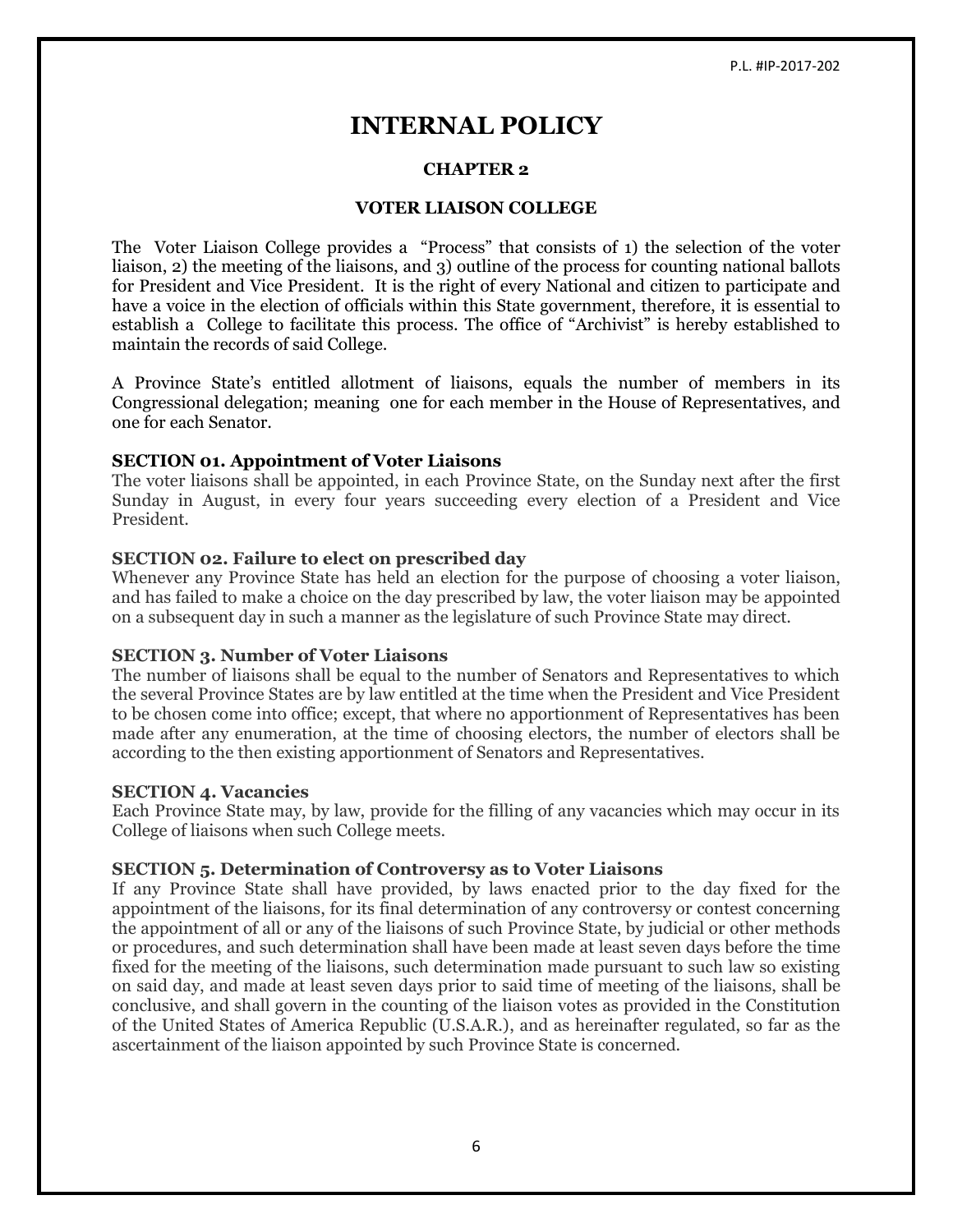# INTERNAL POLICY

## CHAPTER 2

### VOTER LIAISON COLLEGE

The Voter Liaison College provides a "Process" that consists of 1) the selection of the voter liaison, 2) the meeting of the liaisons, and 3) outline of the process for counting national ballots for President and Vice President. It is the right of every National and citizen to participate and have a voice in the election of officials within this State government, therefore, it is essential to establish a College to facilitate this process. The office of "Archivist" is hereby established to maintain the records of said College.

A Province State's entitled allotment of liaisons, equals the number of members in its Congressional delegation; meaning one for each member in the House of Representatives, and one for each Senator.

**SECTION 01. Appointment of Voter Liaisons**
The voter liaisons shall be appointed, in each Province State, on the Sunday next after the first Sunday in August, in every four years succeeding every election of a President and Vice President.

**SECTION 02. Failure to elect on prescribed day**
Whenever any Province State has held an election for the purpose of choosing a voter liaison, and has failed to make a choice on the day prescribed by law, the voter liaison may be appointed on a subsequent day in such a manner as the legislature of such Province State may direct.

**SECTION 3. Number of Voter Liaisons**
The number of liaisons shall be equal to the number of Senators and Representatives to which the several Province States are by law entitled at the time when the President and Vice President to be chosen come into office; except, that where no apportionment of Representatives has been made after any enumeration, at the time of choosing electors, the number of electors shall be according to the then existing apportionment of Senators and Representatives.

**SECTION 4. Vacancies**
Each Province State may, by law, provide for the filling of any vacancies which may occur in its College of liaisons when such College meets.

**SECTION 5. Determination of Controversy as to Voter Liaisons**
If any Province State shall have provided, by laws enacted prior to the day fixed for the appointment of the liaisons, for its final determination of any controversy or contest concerning the appointment of all or any of the liaisons of such Province State, by judicial or other methods or procedures, and such determination shall have been made at least seven days before the time fixed for the meeting of the liaisons, such determination made pursuant to such law so existing on said day, and made at least seven days prior to said time of meeting of the liaisons, shall be conclusive, and shall govern in the counting of the liaison votes as provided in the Constitution of the United States of America Republic (U.S.A.R.), and as hereinafter regulated, so far as the ascertainment of the liaison appointed by such Province State is concerned.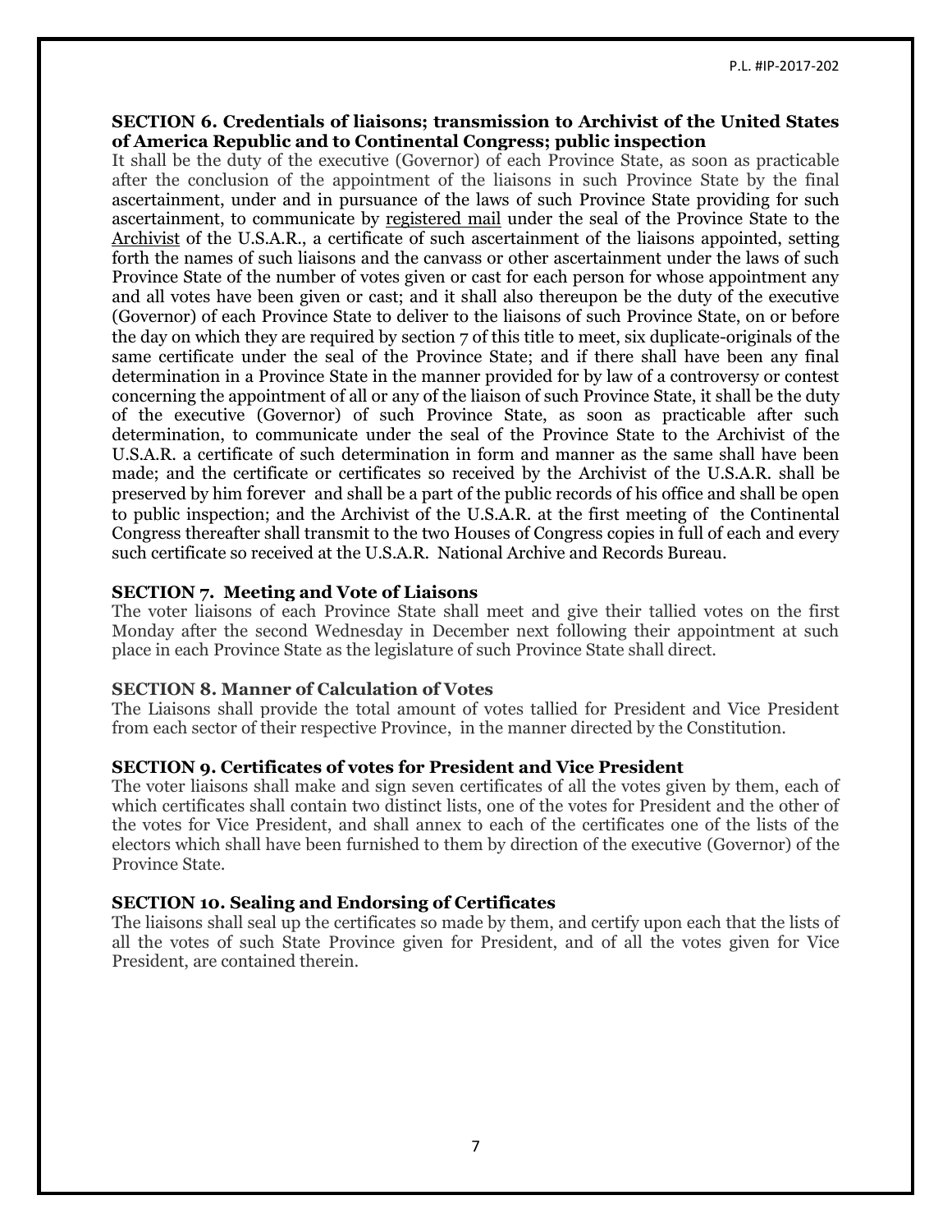**SECTION 6. Credentials of liaisons; transmission to Archivist of the United States of America Republic and to Continental Congress; public inspection**

It shall be the duty of the executive (Governor) of each Province State, as soon as practicable after the conclusion of the appointment of the liaisons in such Province State by the final ascertainment, under and in pursuance of the laws of such Province State providing for such ascertainment, to communicate by registered mail under the seal of the Province State to the Archivist of the U.S.A.R., a certificate of such ascertainment of the liaisons appointed, setting forth the names of such liaisons and the canvass or other ascertainment under the laws of such Province State of the number of votes given or cast for each person for whose appointment any and all votes have been given or cast; and it shall also thereupon be the duty of the executive (Governor) of each Province State to deliver to the liaisons of such Province State, on or before the day on which they are required by section 7 of this title to meet, six duplicate-originals of the same certificate under the seal of the Province State; and if there shall have been any final determination in a Province State in the manner provided for by law of a controversy or contest concerning the appointment of all or any of the liaison of such Province State, it shall be the duty of the executive (Governor) of such Province State, as soon as practicable after such determination, to communicate under the seal of the Province State to the Archivist of the U.S.A.R. a certificate of such determination in form and manner as the same shall have been made; and the certificate or certificates so received by the Archivist of the U.S.A.R. shall be preserved by him forever and shall be a part of the public records of his office and shall be open to public inspection; and the Archivist of the U.S.A.R. at the first meeting of the Continental Congress thereafter shall transmit to the two Houses of Congress copies in full of each and every such certificate so received at the U.S.A.R. National Archive and Records Bureau.

**SECTION 7. Meeting and Vote of Liaisons**

The voter liaisons of each Province State shall meet and give their tallied votes on the first Monday after the second Wednesday in December next following their appointment at such place in each Province State as the legislature of such Province State shall direct.

**SECTION 8. Manner of Calculation of Votes**

The Liaisons shall provide the total amount of votes tallied for President and Vice President from each sector of their respective Province, in the manner directed by the Constitution.

**SECTION 9. Certificates of votes for President and Vice President**

The voter liaisons shall make and sign seven certificates of all the votes given by them, each of which certificates shall contain two distinct lists, one of the votes for President and the other of the votes for Vice President, and shall annex to each of the certificates one of the lists of the electors which shall have been furnished to them by direction of the executive (Governor) of the Province State.

**SECTION 10. Sealing and Endorsing of Certificates**

The liaisons shall seal up the certificates so made by them, and certify upon each that the lists of all the votes of such State Province given for President, and of all the votes given for Vice President, are contained therein.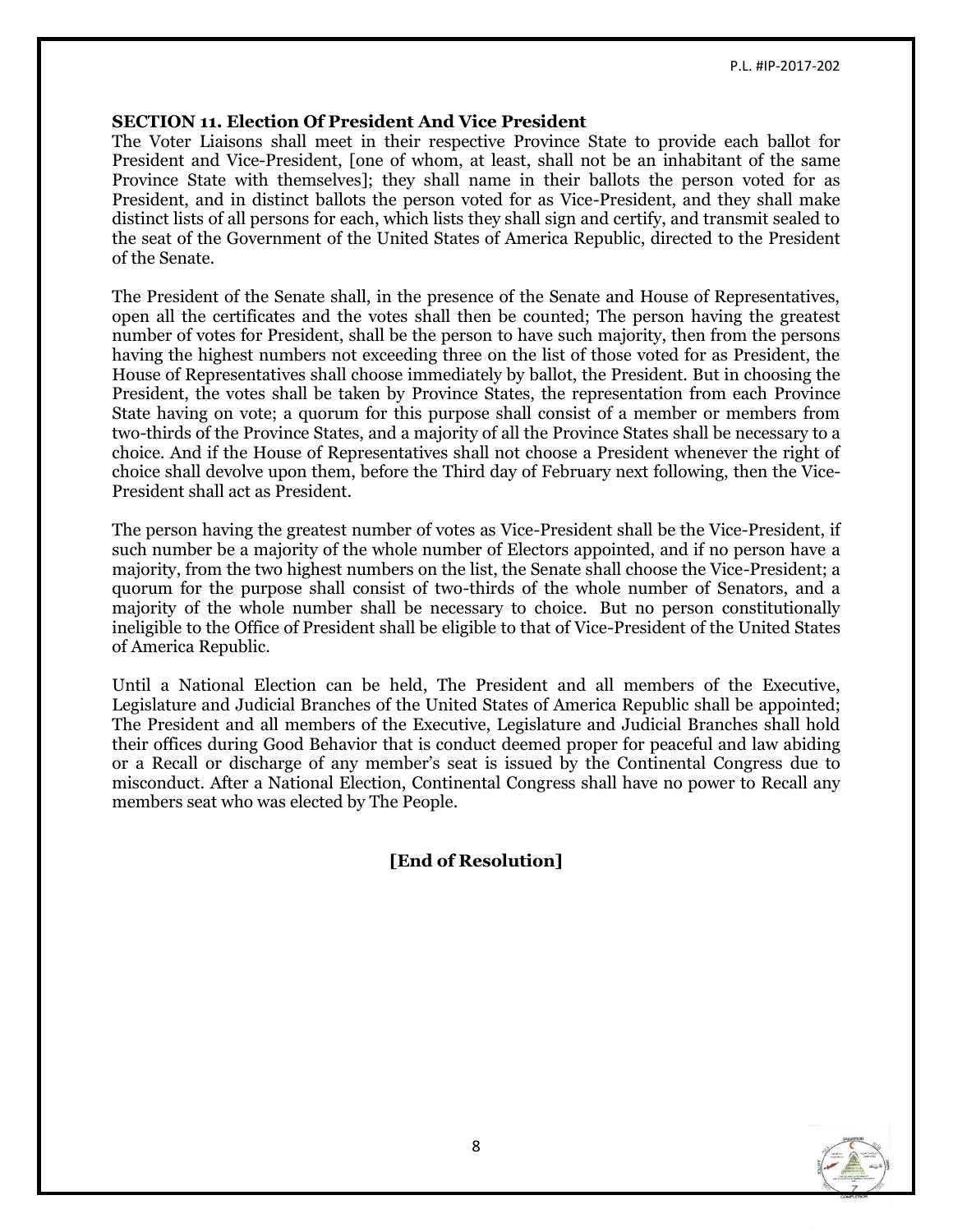**SECTION 11. Election Of President And Vice President**

The Voter Liaisons shall meet in their respective Province State to provide each ballot for President and Vice-President, [one of whom, at least, shall not be an inhabitant of the same Province State with themselves]; they shall name in their ballots the person voted for as President, and in distinct ballots the person voted for as Vice-President, and they shall make distinct lists of all persons for each, which lists they shall sign and certify, and transmit sealed to the seat of the Government of the United States of America Republic, directed to the President of the Senate.

The President of the Senate shall, in the presence of the Senate and House of Representatives, open all the certificates and the votes shall then be counted; The person having the greatest number of votes for President, shall be the person to have such majority, then from the persons having the highest numbers not exceeding three on the list of those voted for as President, the House of Representatives shall choose immediately by ballot, the President. But in choosing the President, the votes shall be taken by Province States, the representation from each Province State having on vote; a quorum for this purpose shall consist of a member or members from two-thirds of the Province States, and a majority of all the Province States shall be necessary to a choice. And if the House of Representatives shall not choose a President whenever the right of choice shall devolve upon them, before the Third day of February next following, then the Vice-President shall act as President.

The person having the greatest number of votes as Vice-President shall be the Vice-President, if such number be a majority of the whole number of Electors appointed, and if no person have a majority, from the two highest numbers on the list, the Senate shall choose the Vice-President; a quorum for the purpose shall consist of two-thirds of the whole number of Senators, and a majority of the whole number shall be necessary to choice. But no person constitutionally ineligible to the Office of President shall be eligible to that of Vice-President of the United States of America Republic.

Until a National Election can be held, The President and all members of the Executive, Legislature and Judicial Branches of the United States of America Republic shall be appointed; The President and all members of the Executive, Legislature and Judicial Branches shall hold their offices during Good Behavior that is conduct deemed proper for peaceful and law abiding or a Recall or discharge of any member's seat is issued by the Continental Congress due to misconduct. After a National Election, Continental Congress shall have no power to Recall any members seat who was elected by The People.

**[End of Resolution]**